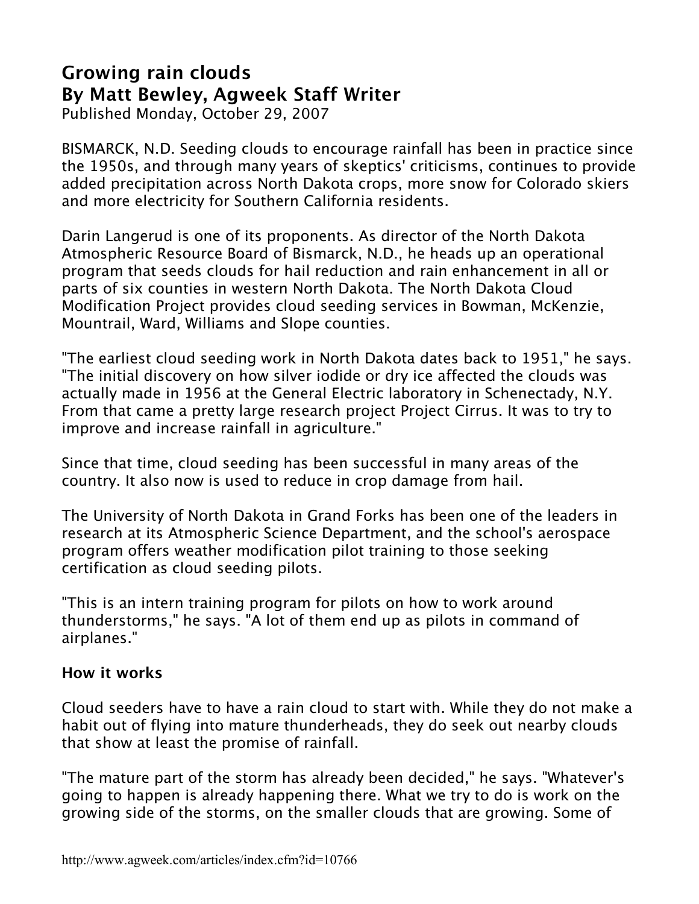# Growing rain clouds

## By Matt Bewley, Agweek Staff Writer

Published Monday, October 29, 2007

BISMARCK, N.D. Seeding clouds to encourage rainfall has been in practice since the 1950s, and through many years of skeptics' criticisms, continues to provide added precipitation across North Dakota crops, more snow for Colorado skiers and more electricity for Southern California residents.

Darin Langerud is one of its proponents. As director of the North Dakota Atmospheric Resource Board of Bismarck, N.D., he heads up an operational program that seeds clouds for hail reduction and rain enhancement in all or parts of six counties in western North Dakota. The North Dakota Cloud Modification Project provides cloud seeding services in Bowman, McKenzie, Mountrail, Ward, Williams and Slope counties.

"The earliest cloud seeding work in North Dakota dates back to 1951," he says. "The initial discovery on how silver iodide or dry ice affected the clouds was actually made in 1956 at the General Electric laboratory in Schenectady, N.Y. From that came a pretty large research project Project Cirrus. It was to try to improve and increase rainfall in agriculture."

Since that time, cloud seeding has been successful in many areas of the country. It also now is used to reduce in crop damage from hail.

The University of North Dakota in Grand Forks has been one of the leaders in research at its Atmospheric Science Department, and the school's aerospace program offers weather modification pilot training to those seeking certification as cloud seeding pilots.

"This is an intern training program for pilots on how to work around thunderstorms," he says. "A lot of them end up as pilots in command of airplanes."

### How it works

Cloud seeders have to have a rain cloud to start with. While they do not make a habit out of flying into mature thunderheads, they do seek out nearby clouds that show at least the promise of rainfall.

"The mature part of the storm has already been decided," he says. "Whatever's going to happen is already happening there. What we try to do is work on the growing side of the storms, on the smaller clouds that are growing. Some of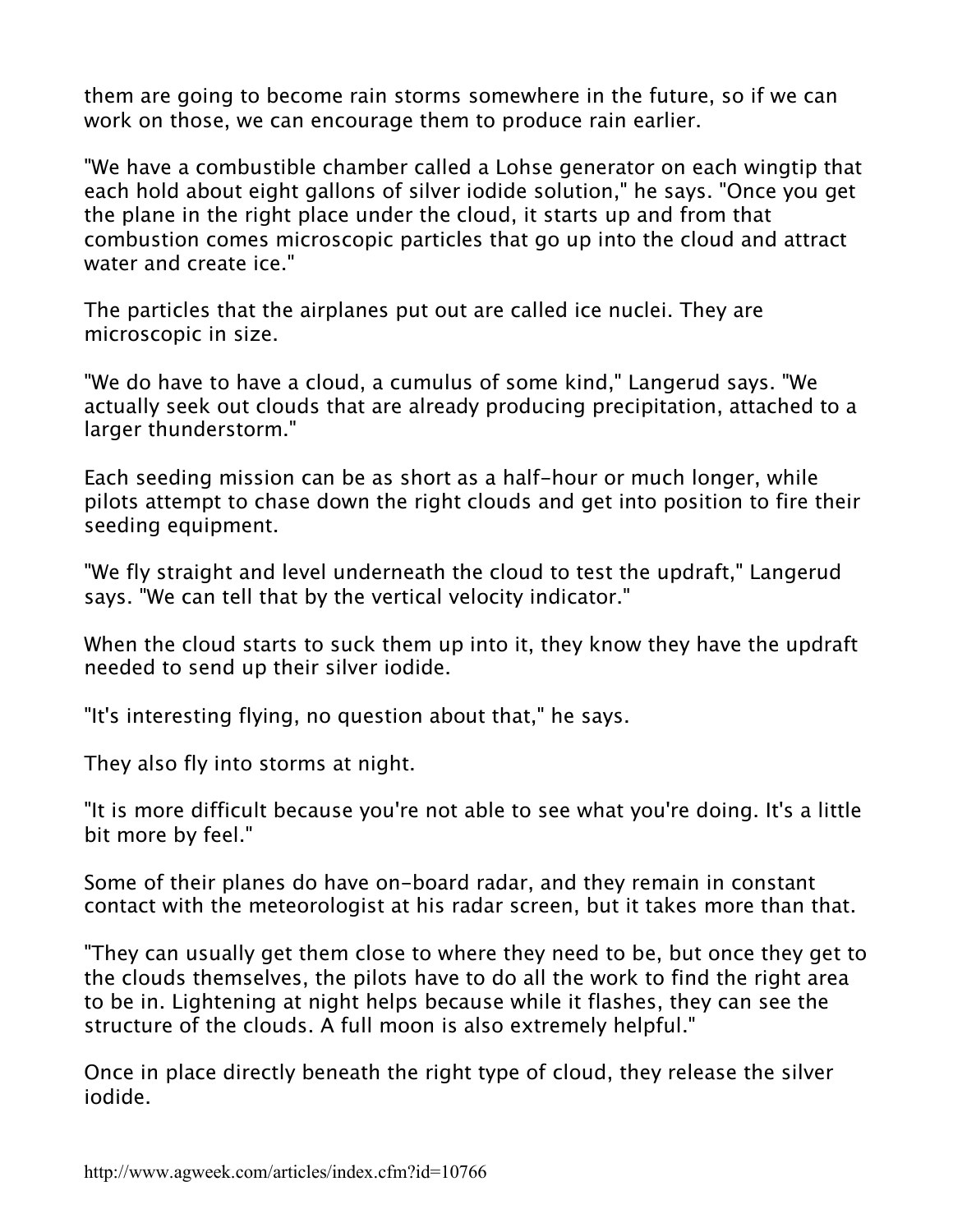them are going to become rain storms somewhere in the future, so if we can work on those, we can encourage them to produce rain earlier.

"We have a combustible chamber called a Lohse generator on each wingtip that each hold about eight gallons of silver iodide solution," he says. "Once you get the plane in the right place under the cloud, it starts up and from that combustion comes microscopic particles that go up into the cloud and attract water and create ice."

The particles that the airplanes put out are called ice nuclei. They are microscopic in size.

"We do have to have a cloud, a cumulus of some kind," Langerud says. "We actually seek out clouds that are already producing precipitation, attached to a larger thunderstorm."

Each seeding mission can be as short as a half-hour or much longer, while pilots attempt to chase down the right clouds and get into position to fire their seeding equipment.

"We fly straight and level underneath the cloud to test the updraft," Langerud says. "We can tell that by the vertical velocity indicator."

When the cloud starts to suck them up into it, they know they have the updraft needed to send up their silver iodide.

"It's interesting flying, no question about that," he says.

They also fly into storms at night.

"It is more difficult because you're not able to see what you're doing. It's a little bit more by feel."

Some of their planes do have on-board radar, and they remain in constant contact with the meteorologist at his radar screen, but it takes more than that.

"They can usually get them close to where they need to be, but once they get to the clouds themselves, the pilots have to do all the work to find the right area to be in. Lightening at night helps because while it flashes, they can see the structure of the clouds. A full moon is also extremely helpful."

Once in place directly beneath the right type of cloud, they release the silver iodide.

http://www.agweek.com/articles/index.cfm?id=10766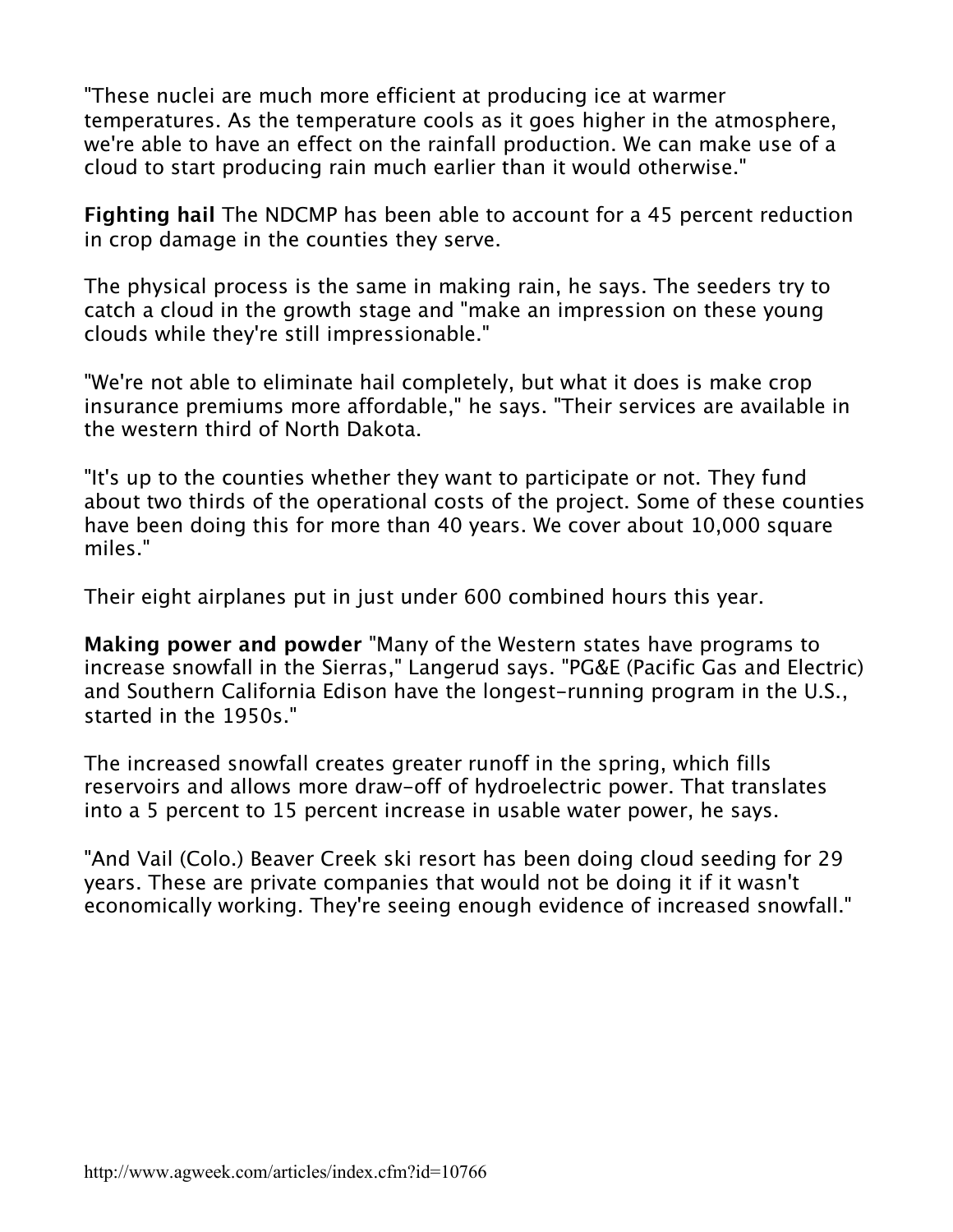"These nuclei are much more efficient at producing ice at warmer temperatures. As the temperature cools as it goes higher in the atmosphere, we're able to have an effect on the rainfall production. We can make use of a cloud to start producing rain much earlier than it would otherwise."

**Fighting hail** The NDCMP has been able to account for a 45 percent reduction in crop damage in the counties they serve.

The physical process is the same in making rain, he says. The seeders try to catch a cloud in the growth stage and "make an impression on these young clouds while they're still impressionable."

"We're not able to eliminate hail completely, but what it does is make crop insurance premiums more affordable," he says. "Their services are available in the western third of North Dakota.

"It's up to the counties whether they want to participate or not. They fund about two thirds of the operational costs of the project. Some of these counties have been doing this for more than 40 years. We cover about 10,000 square miles."

Their eight airplanes put in just under 600 combined hours this year.

**Making power and powder** "Many of the Western states have programs to increase snowfall in the Sierras," Langerud says. "PG&E (Pacific Gas and Electric) and Southern California Edison have the longest-running program in the U.S., started in the 1950s."

The increased snowfall creates greater runoff in the spring, which fills reservoirs and allows more draw-off of hydroelectric power. That translates into a 5 percent to 15 percent increase in usable water power, he says.

"And Vail (Colo.) Beaver Creek ski resort has been doing cloud seeding for 29 years. These are private companies that would not be doing it if it wasn't economically working. They're seeing enough evidence of increased snowfall."

http://www.agweek.com/articles/index.cfm?id=10766